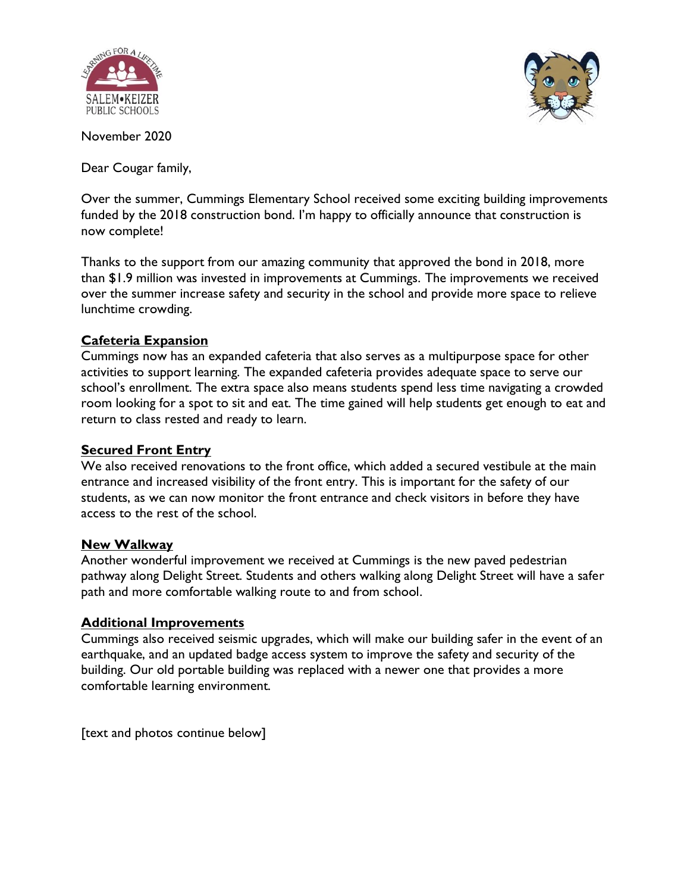SALEM•KEIZER PUBLIC SCHOOLS

November 2020

Dear Cougar family,

Over the summer, Cummings Elementary School received some exciting building improvements funded by the 2018 construction bond. I'm happy to officially announce that construction is now complete!

Thanks to the support from our amazing community that approved the bond in 2018, more than $1.9 million was invested in improvements at Cummings. The improvements we received over the summer increase safety and security in the school and provide more space to relieve lunchtime crowding.

## Cafeteria Expansion

Cummings now has an expanded cafeteria that also serves as a multipurpose space for other activities to support learning. The expanded cafeteria provides adequate space to serve our school's enrollment. The extra space also means students spend less time navigating a crowded room looking for a spot to sit and eat. The time gained will help students get enough to eat and return to class rested and ready to learn.

## Secured Front Entry

We also received renovations to the front office, which added a secured vestibule at the main entrance and increased visibility of the front entry. This is important for the safety of our students, as we can now monitor the front entrance and check visitors in before they have access to the rest of the school.

## New Walkway

Another wonderful improvement we received at Cummings is the new paved pedestrian pathway along Delight Street. Students and others walking along Delight Street will have a safer path and more comfortable walking route to and from school.

## Additional Improvements

Cummings also received seismic upgrades, which will make our building safer in the event of an earthquake, and an updated badge access system to improve the safety and security of the building. Our old portable building was replaced with a newer one that provides a more comfortable learning environment.

[text and photos continue below]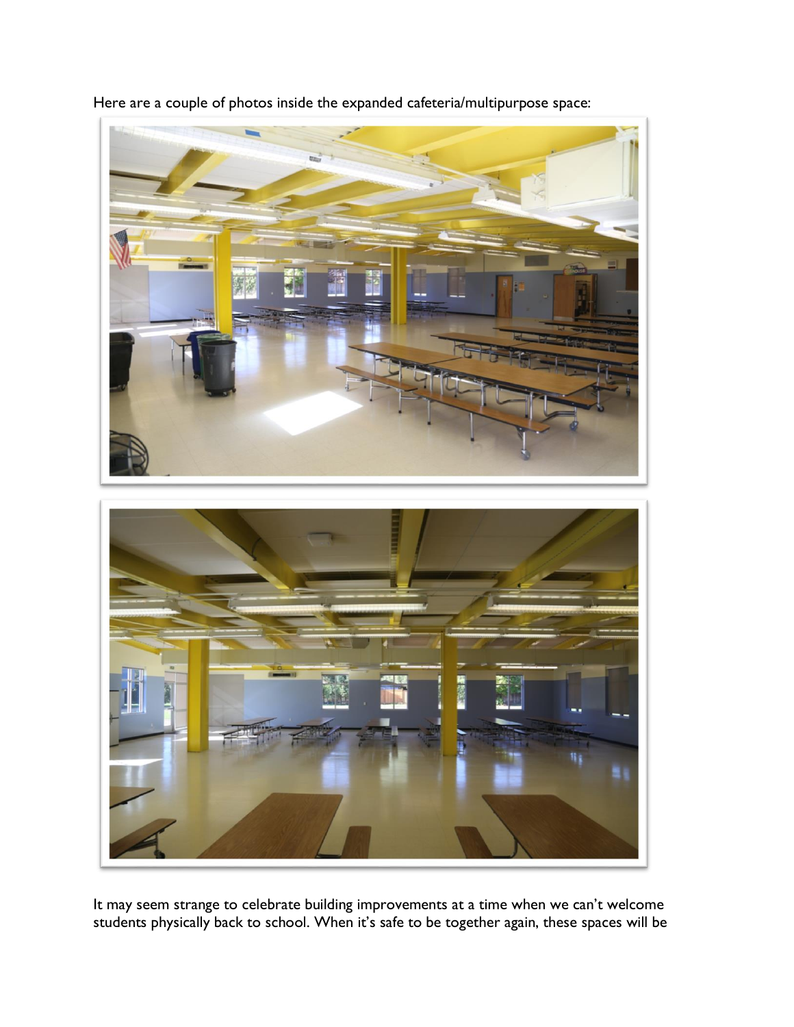Here are a couple of photos inside the expanded cafeteria/multipurpose space:

It may seem strange to celebrate building improvements at a time when we can't welcome students physically back to school. When it's safe to be together again, these spaces will be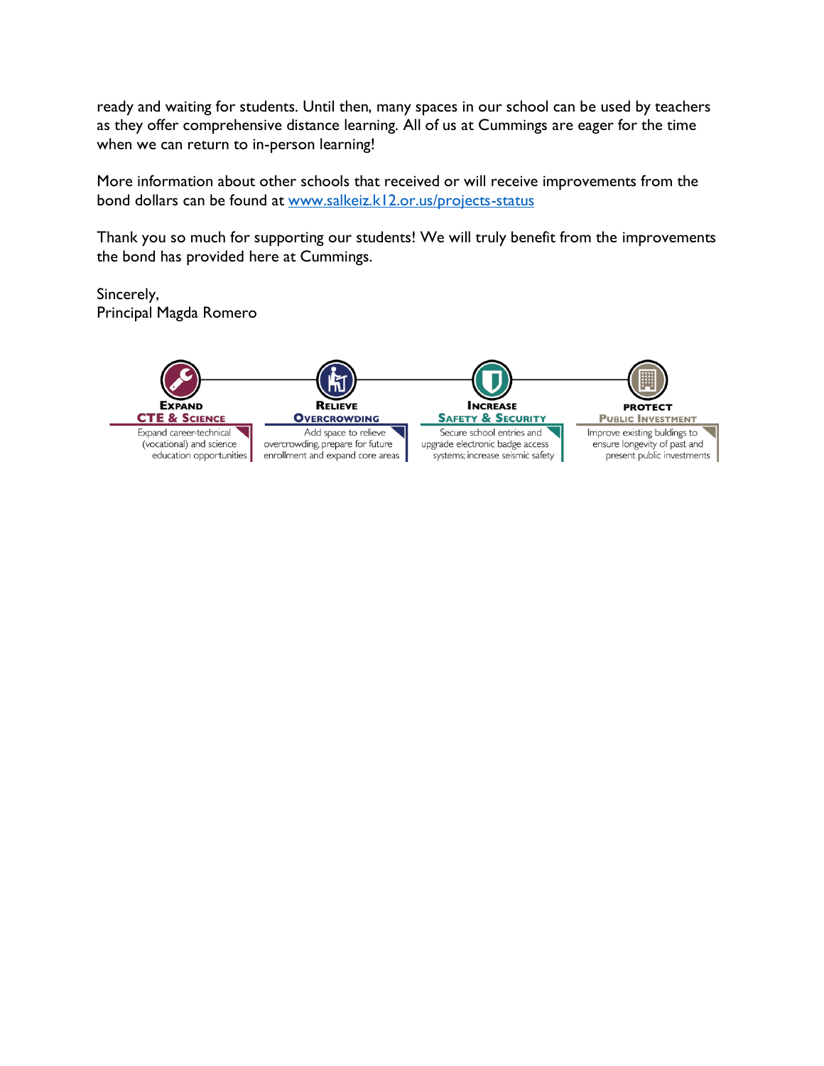ready and waiting for students. Until then, many spaces in our school can be used by teachers as they offer comprehensive distance learning. All of us at Cummings are eager for the time when we can return to in-person learning!

More information about other schools that received or will receive improvements from the bond dollars can be found at [www.salkeiz.k12.or.us/projects-status](http://www.salkeiz.k12.or.us/projects-status)

Thank you so much for supporting our students! We will truly benefit from the improvements the bond has provided here at Cummings.

Sincerely,
Principal Magda Romero

**EXPAND CTE & SCIENCE**
Expand career-technical (vocational) and science education opportunities

**RELIEVE OVERCROWDING**
Add space to relieve overcrowding, prepare for future enrollment and expand core areas

**INCREASE SAFETY & SECURITY**
Secure school entries and upgrade electronic badge access systems; increase seismic safety

**PROTECT PUBLIC INVESTMENT**
Improve existing buildings to ensure longevity of past and present public investments